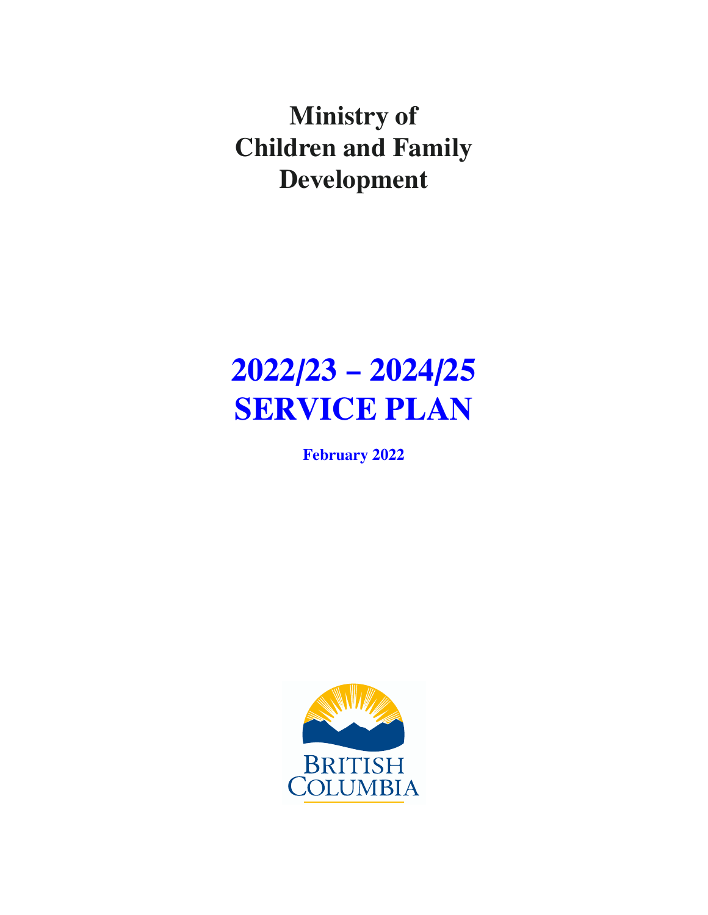# Ministry of Children and Family Development

# 2022/23 – 2024/25 SERVICE PLAN

**February 2022**

BRITISH COLUMBIA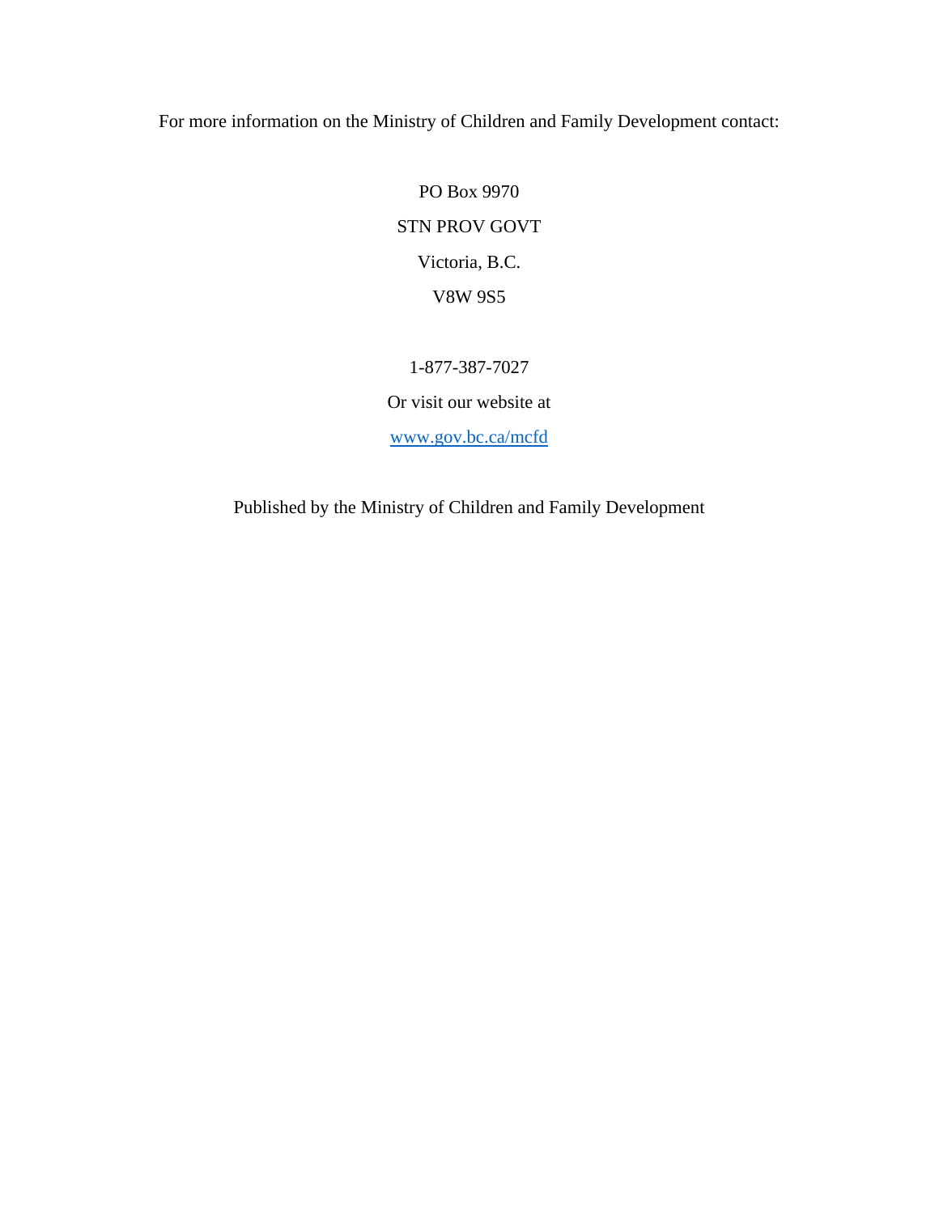For more information on the Ministry of Children and Family Development contact:

PO Box 9970

STN PROV GOVT

Victoria, B.C.

V8W 9S5

1-877-387-7027

Or visit our website at

[www.gov.bc.ca/mcfd](http://www.gov.bc.ca/mcfd)

Published by the Ministry of Children and Family Development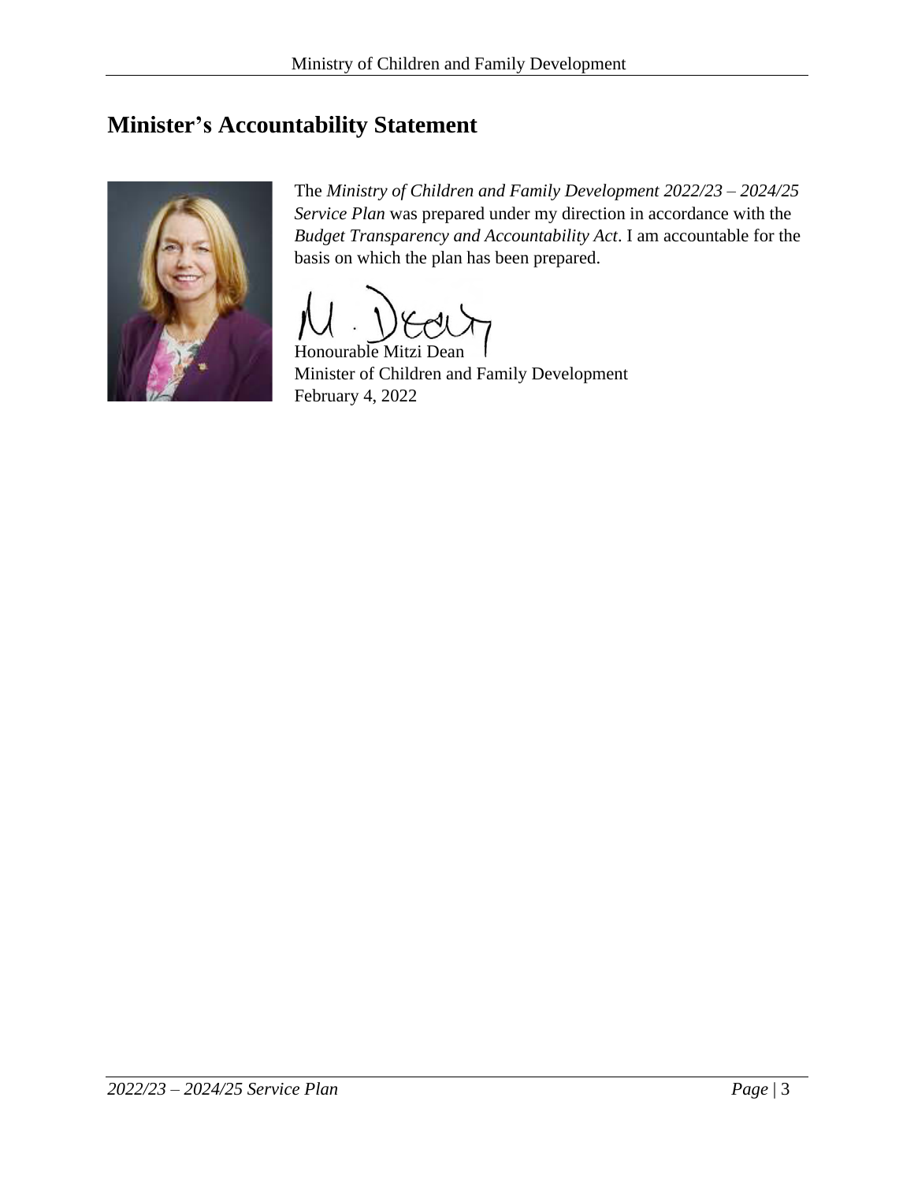# Minister's Accountability Statement

The *Ministry of Children and Family Development 2022/23 – 2024/25 Service Plan* was prepared under my direction in accordance with the *Budget Transparency and Accountability Act*. I am accountable for the basis on which the plan has been prepared.

Honourable Mitzi Dean
Minister of Children and Family Development
February 4, 2022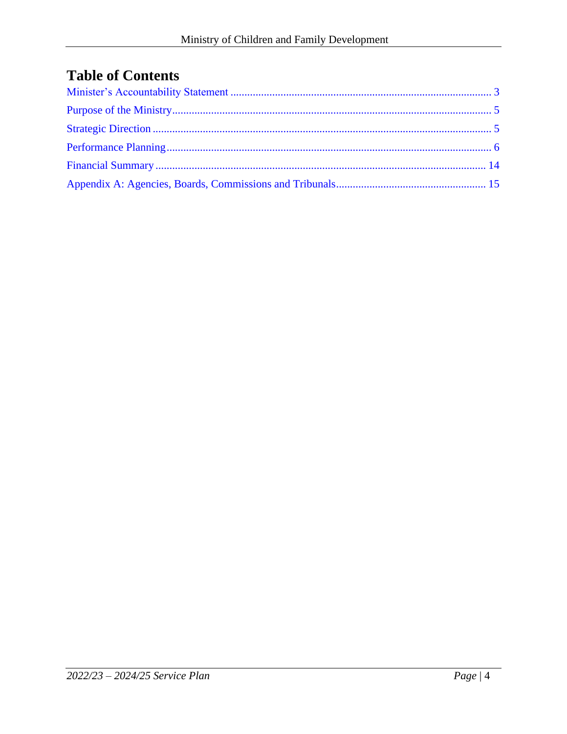# Table of Contents

Minister's Accountability Statement ........................................................................................ 3

Purpose of the Ministry.............................................................................................................. 5

Strategic Direction ..................................................................................................................... 5

Performance Planning ................................................................................................................ 6

Financial Summary ................................................................................................................... 14

Appendix A: Agencies, Boards, Commissions and Tribunals.................................................. 15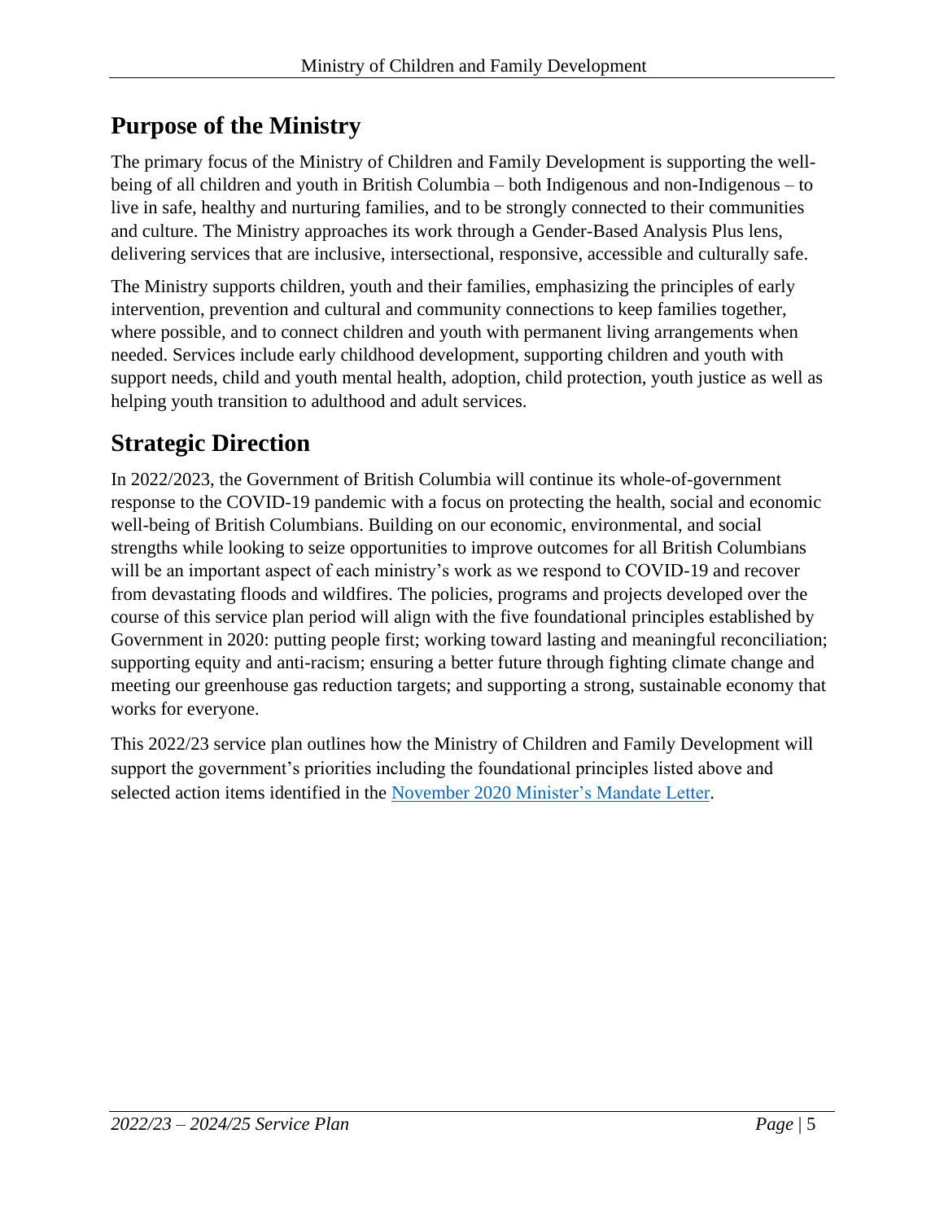## Purpose of the Ministry

The primary focus of the Ministry of Children and Family Development is supporting the well-being of all children and youth in British Columbia – both Indigenous and non-Indigenous – to live in safe, healthy and nurturing families, and to be strongly connected to their communities and culture. The Ministry approaches its work through a Gender-Based Analysis Plus lens, delivering services that are inclusive, intersectional, responsive, accessible and culturally safe.

The Ministry supports children, youth and their families, emphasizing the principles of early intervention, prevention and cultural and community connections to keep families together, where possible, and to connect children and youth with permanent living arrangements when needed. Services include early childhood development, supporting children and youth with support needs, child and youth mental health, adoption, child protection, youth justice as well as helping youth transition to adulthood and adult services.

## Strategic Direction

In 2022/2023, the Government of British Columbia will continue its whole-of-government response to the COVID-19 pandemic with a focus on protecting the health, social and economic well-being of British Columbians. Building on our economic, environmental, and social strengths while looking to seize opportunities to improve outcomes for all British Columbians will be an important aspect of each ministry's work as we respond to COVID-19 and recover from devastating floods and wildfires. The policies, programs and projects developed over the course of this service plan period will align with the five foundational principles established by Government in 2020: putting people first; working toward lasting and meaningful reconciliation; supporting equity and anti-racism; ensuring a better future through fighting climate change and meeting our greenhouse gas reduction targets; and supporting a strong, sustainable economy that works for everyone.

This 2022/23 service plan outlines how the Ministry of Children and Family Development will support the government's priorities including the foundational principles listed above and selected action items identified in the November 2020 Minister's Mandate Letter.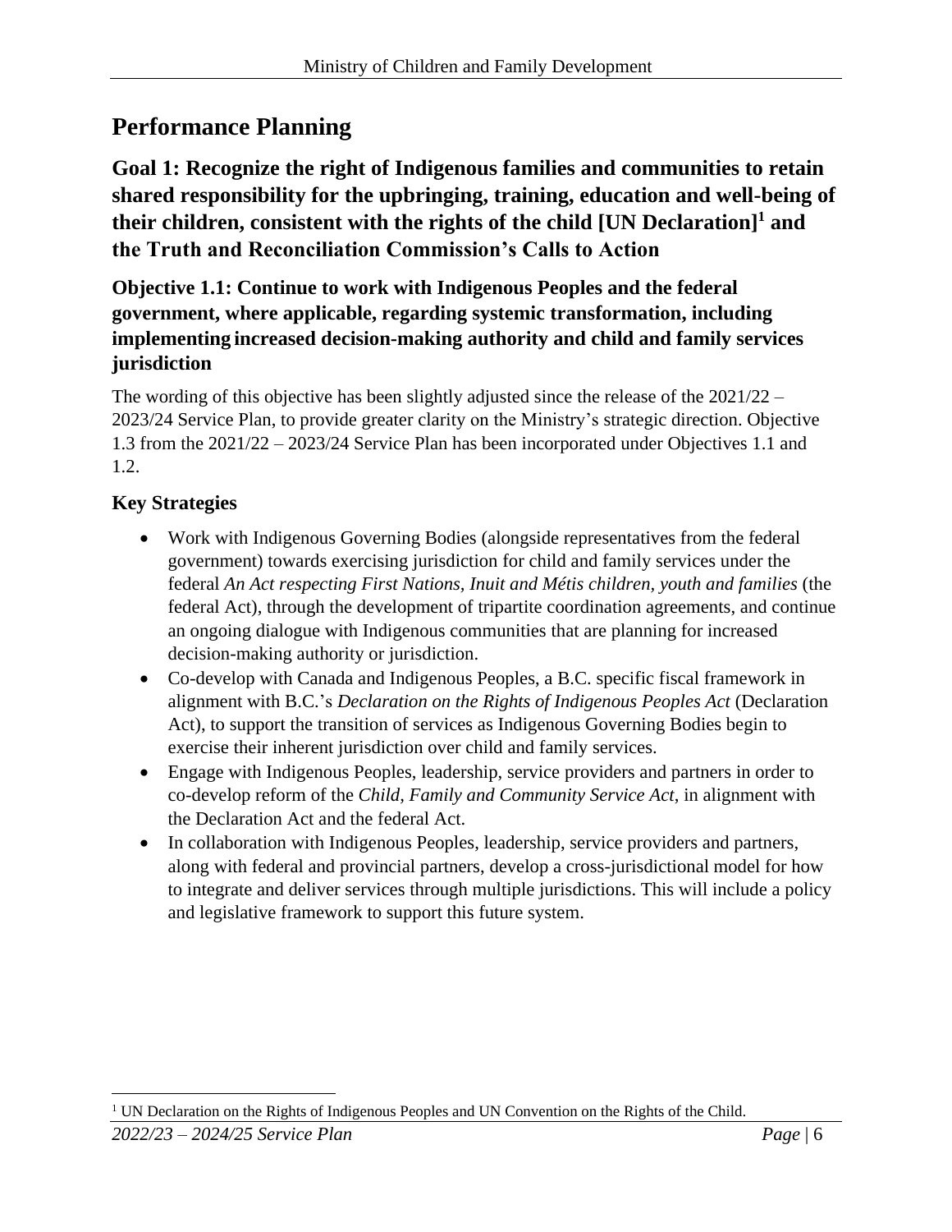# Performance Planning

## Goal 1: Recognize the right of Indigenous families and communities to retain shared responsibility for the upbringing, training, education and well-being of their children, consistent with the rights of the child [UN Declaration][1] and the Truth and Reconciliation Commission's Calls to Action

### Objective 1.1: Continue to work with Indigenous Peoples and the federal government, where applicable, regarding systemic transformation, including implementing increased decision-making authority and child and family services jurisdiction

The wording of this objective has been slightly adjusted since the release of the 2021/22 – 2023/24 Service Plan, to provide greater clarity on the Ministry's strategic direction. Objective 1.3 from the 2021/22 – 2023/24 Service Plan has been incorporated under Objectives 1.1 and 1.2.

### Key Strategies

- Work with Indigenous Governing Bodies (alongside representatives from the federal government) towards exercising jurisdiction for child and family services under the federal *An Act respecting First Nations, Inuit and Métis children, youth and families* (the federal Act), through the development of tripartite coordination agreements, and continue an ongoing dialogue with Indigenous communities that are planning for increased decision-making authority or jurisdiction.
- Co-develop with Canada and Indigenous Peoples, a B.C. specific fiscal framework in alignment with B.C.'s *Declaration on the Rights of Indigenous Peoples Act* (Declaration Act), to support the transition of services as Indigenous Governing Bodies begin to exercise their inherent jurisdiction over child and family services.
- Engage with Indigenous Peoples, leadership, service providers and partners in order to co-develop reform of the *Child, Family and Community Service Act*, in alignment with the Declaration Act and the federal Act.
- In collaboration with Indigenous Peoples, leadership, service providers and partners, along with federal and provincial partners, develop a cross-jurisdictional model for how to integrate and deliver services through multiple jurisdictions. This will include a policy and legislative framework to support this future system.

---

[1] UN Declaration on the Rights of Indigenous Peoples and UN Convention on the Rights of the Child.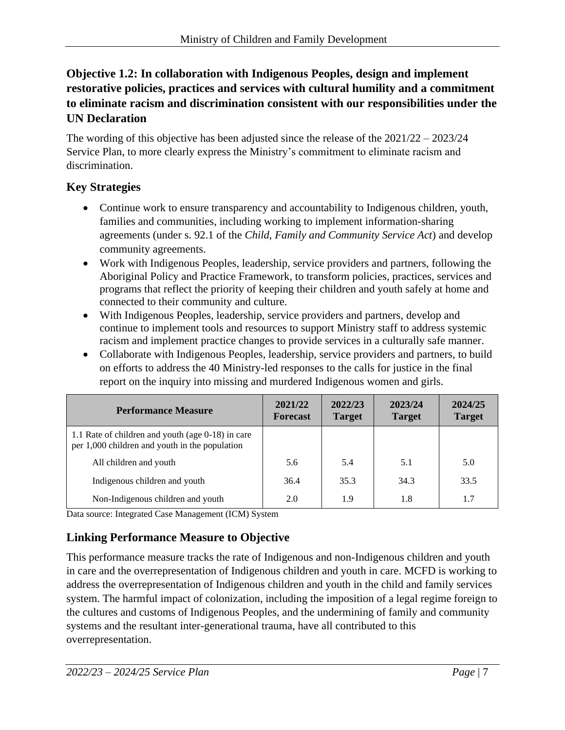### Objective 1.2: In collaboration with Indigenous Peoples, design and implement restorative policies, practices and services with cultural humility and a commitment to eliminate racism and discrimination consistent with our responsibilities under the UN Declaration

The wording of this objective has been adjusted since the release of the 2021/22 – 2023/24 Service Plan, to more clearly express the Ministry's commitment to eliminate racism and discrimination.

### Key Strategies

- Continue work to ensure transparency and accountability to Indigenous children, youth, families and communities, including working to implement information-sharing agreements (under s. 92.1 of the *Child, Family and Community Service Act*) and develop community agreements.
- Work with Indigenous Peoples, leadership, service providers and partners, following the Aboriginal Policy and Practice Framework, to transform policies, practices, services and programs that reflect the priority of keeping their children and youth safely at home and connected to their community and culture.
- With Indigenous Peoples, leadership, service providers and partners, develop and continue to implement tools and resources to support Ministry staff to address systemic racism and implement practice changes to provide services in a culturally safe manner.
- Collaborate with Indigenous Peoples, leadership, service providers and partners, to build on efforts to address the 40 Ministry-led responses to the calls for justice in the final report on the inquiry into missing and murdered Indigenous women and girls.

| Performance Measure | 2021/22 Forecast | 2022/23 Target | 2023/24 Target | 2024/25 Target |
|---|---|---|---|---|
| 1.1 Rate of children and youth (age 0-18) in care per 1,000 children and youth in the population | | | | |
| All children and youth | 5.6 | 5.4 | 5.1 | 5.0 |
| Indigenous children and youth | 36.4 | 35.3 | 34.3 | 33.5 |
| Non-Indigenous children and youth | 2.0 | 1.9 | 1.8 | 1.7 |

Data source: Integrated Case Management (ICM) System

### Linking Performance Measure to Objective

This performance measure tracks the rate of Indigenous and non-Indigenous children and youth in care and the overrepresentation of Indigenous children and youth in care. MCFD is working to address the overrepresentation of Indigenous children and youth in the child and family services system. The harmful impact of colonization, including the imposition of a legal regime foreign to the cultures and customs of Indigenous Peoples, and the undermining of family and community systems and the resultant inter-generational trauma, have all contributed to this overrepresentation.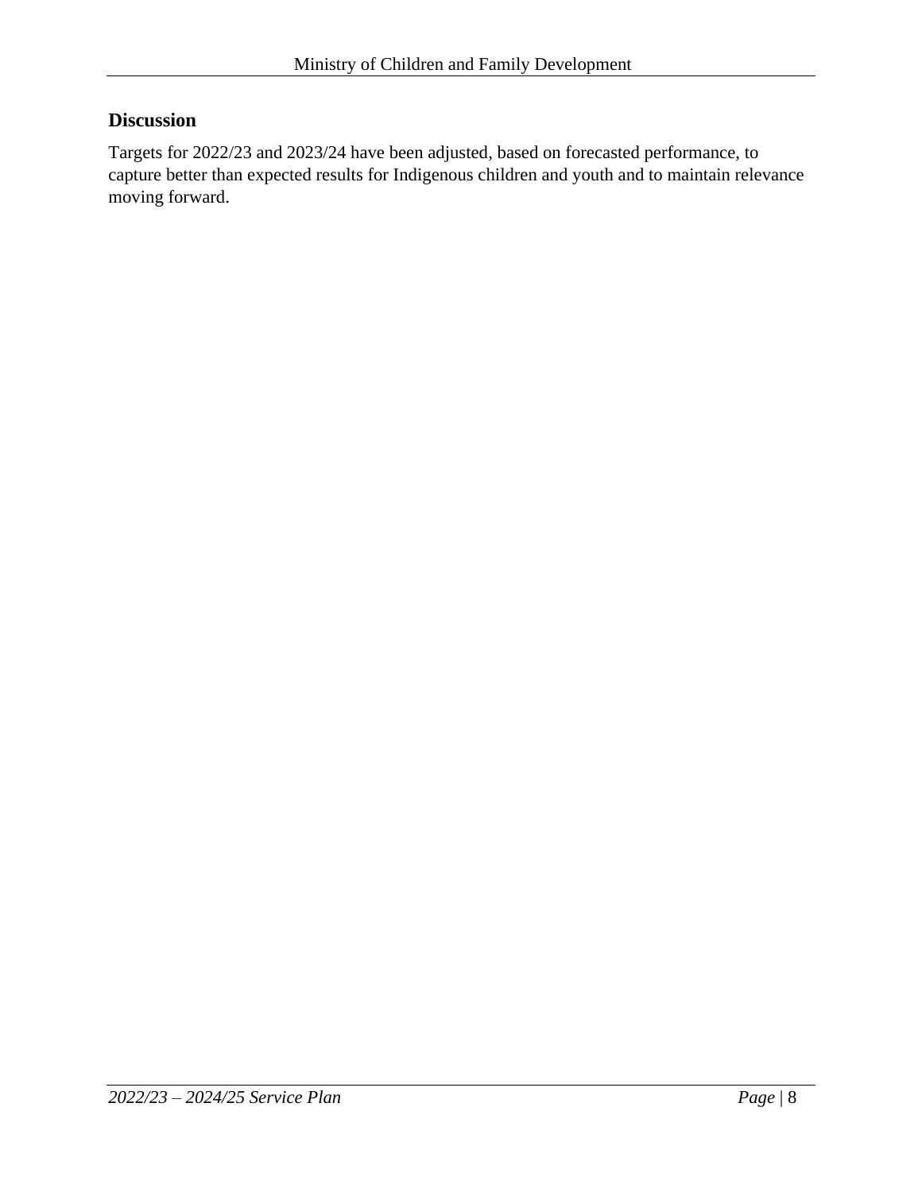#### Discussion

Targets for 2022/23 and 2023/24 have been adjusted, based on forecasted performance, to capture better than expected results for Indigenous children and youth and to maintain relevance moving forward.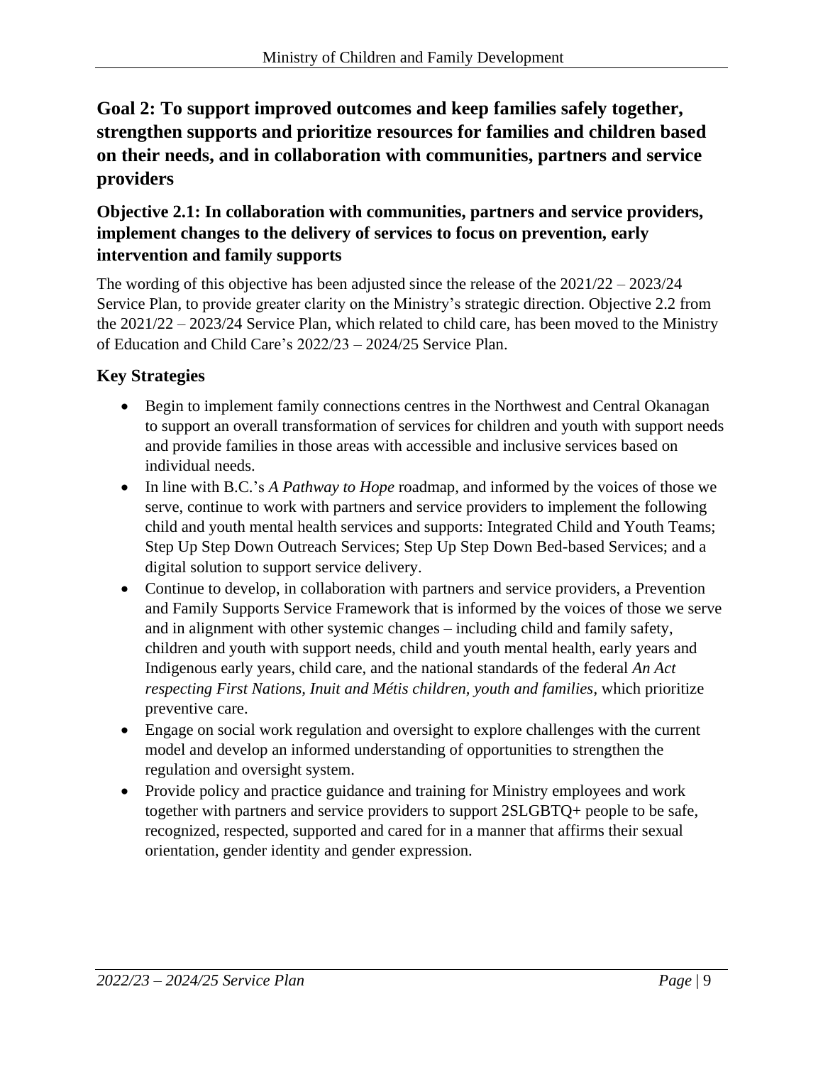## Goal 2: To support improved outcomes and keep families safely together, strengthen supports and prioritize resources for families and children based on their needs, and in collaboration with communities, partners and service providers

### Objective 2.1: In collaboration with communities, partners and service providers, implement changes to the delivery of services to focus on prevention, early intervention and family supports

The wording of this objective has been adjusted since the release of the 2021/22 – 2023/24 Service Plan, to provide greater clarity on the Ministry's strategic direction. Objective 2.2 from the 2021/22 – 2023/24 Service Plan, which related to child care, has been moved to the Ministry of Education and Child Care's 2022/23 – 2024/25 Service Plan.

### Key Strategies

- Begin to implement family connections centres in the Northwest and Central Okanagan to support an overall transformation of services for children and youth with support needs and provide families in those areas with accessible and inclusive services based on individual needs.
- In line with B.C.'s *A Pathway to Hope* roadmap, and informed by the voices of those we serve, continue to work with partners and service providers to implement the following child and youth mental health services and supports: Integrated Child and Youth Teams; Step Up Step Down Outreach Services; Step Up Step Down Bed-based Services; and a digital solution to support service delivery.
- Continue to develop, in collaboration with partners and service providers, a Prevention and Family Supports Service Framework that is informed by the voices of those we serve and in alignment with other systemic changes – including child and family safety, children and youth with support needs, child and youth mental health, early years and Indigenous early years, child care, and the national standards of the federal *An Act respecting First Nations, Inuit and Métis children, youth and families*, which prioritize preventive care.
- Engage on social work regulation and oversight to explore challenges with the current model and develop an informed understanding of opportunities to strengthen the regulation and oversight system.
- Provide policy and practice guidance and training for Ministry employees and work together with partners and service providers to support 2SLGBTQ+ people to be safe, recognized, respected, supported and cared for in a manner that affirms their sexual orientation, gender identity and gender expression.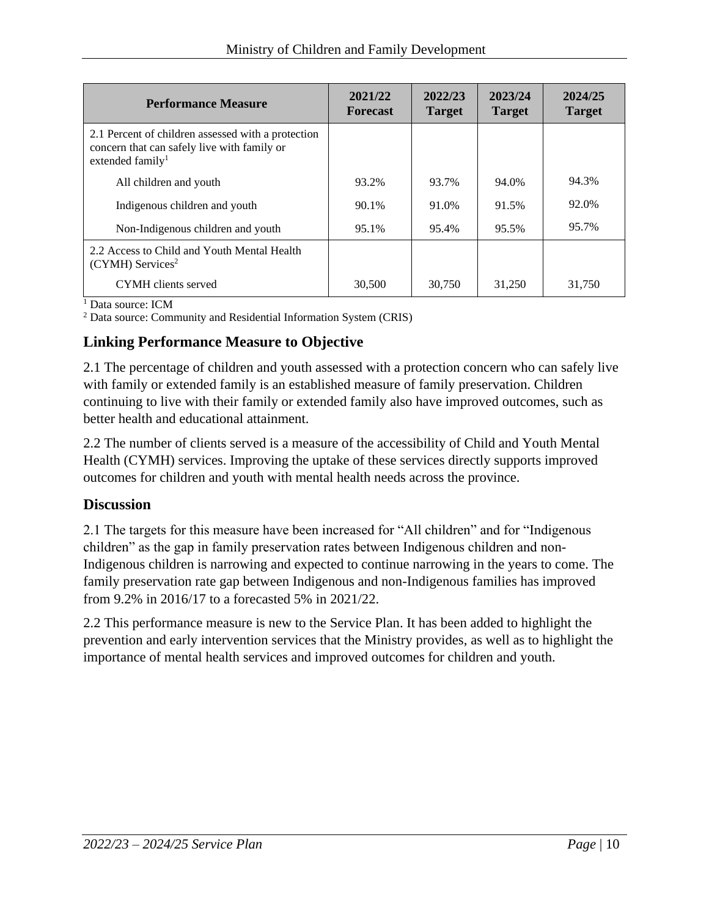| Performance Measure | 2021/22 Forecast | 2022/23 Target | 2023/24 Target | 2024/25 Target |
|---|---|---|---|---|
| 2.1 Percent of children assessed with a protection concern that can safely live with family or extended family[1] | | | | |
| All children and youth | 93.2% | 93.7% | 94.0% | 94.3% |
| Indigenous children and youth | 90.1% | 91.0% | 91.5% | 92.0% |
| Non-Indigenous children and youth | 95.1% | 95.4% | 95.5% | 95.7% |
| 2.2 Access to Child and Youth Mental Health (CYMH) Services[2] | | | | |
| CYMH clients served | 30,500 | 30,750 | 31,250 | 31,750 |

[1] Data source: ICM
[2] Data source: Community and Residential Information System (CRIS)

### Linking Performance Measure to Objective

2.1 The percentage of children and youth assessed with a protection concern who can safely live with family or extended family is an established measure of family preservation. Children continuing to live with their family or extended family also have improved outcomes, such as better health and educational attainment.

2.2 The number of clients served is a measure of the accessibility of Child and Youth Mental Health (CYMH) services. Improving the uptake of these services directly supports improved outcomes for children and youth with mental health needs across the province.

### Discussion

2.1 The targets for this measure have been increased for "All children" and for "Indigenous children" as the gap in family preservation rates between Indigenous children and non-Indigenous children is narrowing and expected to continue narrowing in the years to come. The family preservation rate gap between Indigenous and non-Indigenous families has improved from 9.2% in 2016/17 to a forecasted 5% in 2021/22.

2.2 This performance measure is new to the Service Plan. It has been added to highlight the prevention and early intervention services that the Ministry provides, as well as to highlight the importance of mental health services and improved outcomes for children and youth.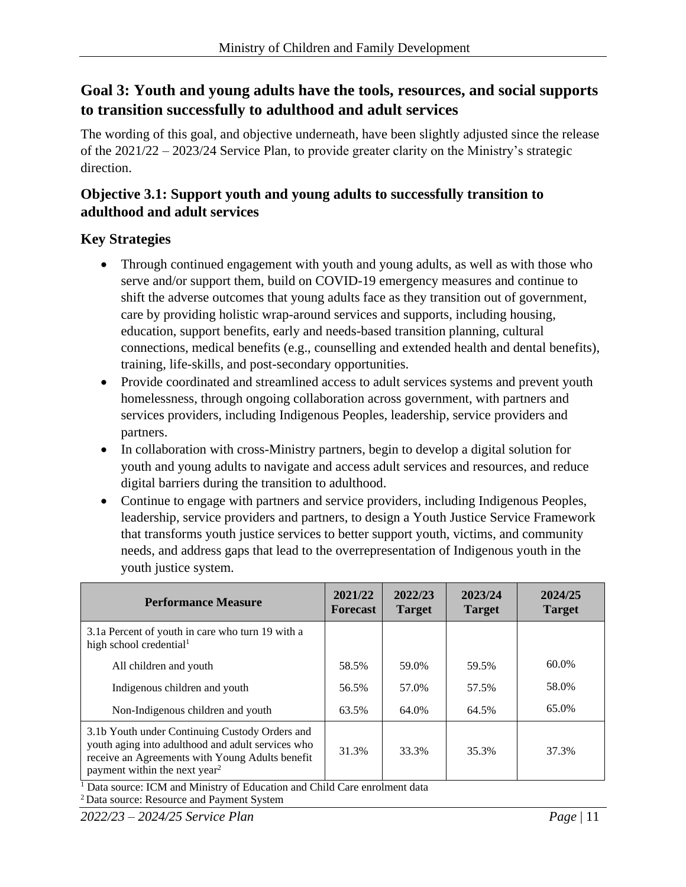## Goal 3: Youth and young adults have the tools, resources, and social supports to transition successfully to adulthood and adult services

The wording of this goal, and objective underneath, have been slightly adjusted since the release of the 2021/22 – 2023/24 Service Plan, to provide greater clarity on the Ministry's strategic direction.

### Objective 3.1: Support youth and young adults to successfully transition to adulthood and adult services

### Key Strategies

- Through continued engagement with youth and young adults, as well as with those who serve and/or support them, build on COVID-19 emergency measures and continue to shift the adverse outcomes that young adults face as they transition out of government, care by providing holistic wrap-around services and supports, including housing, education, support benefits, early and needs-based transition planning, cultural connections, medical benefits (e.g., counselling and extended health and dental benefits), training, life-skills, and post-secondary opportunities.
- Provide coordinated and streamlined access to adult services systems and prevent youth homelessness, through ongoing collaboration across government, with partners and services providers, including Indigenous Peoples, leadership, service providers and partners.
- In collaboration with cross-Ministry partners, begin to develop a digital solution for youth and young adults to navigate and access adult services and resources, and reduce digital barriers during the transition to adulthood.
- Continue to engage with partners and service providers, including Indigenous Peoples, leadership, service providers and partners, to design a Youth Justice Service Framework that transforms youth justice services to better support youth, victims, and community needs, and address gaps that lead to the overrepresentation of Indigenous youth in the youth justice system.

| Performance Measure | 2021/22 Forecast | 2022/23 Target | 2023/24 Target | 2024/25 Target |
|---|---|---|---|---|
| 3.1a Percent of youth in care who turn 19 with a high school credential[1] | | | | |
| All children and youth | 58.5% | 59.0% | 59.5% | 60.0% |
| Indigenous children and youth | 56.5% | 57.0% | 57.5% | 58.0% |
| Non-Indigenous children and youth | 63.5% | 64.0% | 64.5% | 65.0% |
| 3.1b Youth under Continuing Custody Orders and youth aging into adulthood and adult services who receive an Agreements with Young Adults benefit payment within the next year[2] | 31.3% | 33.3% | 35.3% | 37.3% |

[1] Data source: ICM and Ministry of Education and Child Care enrolment data

[2] Data source: Resource and Payment System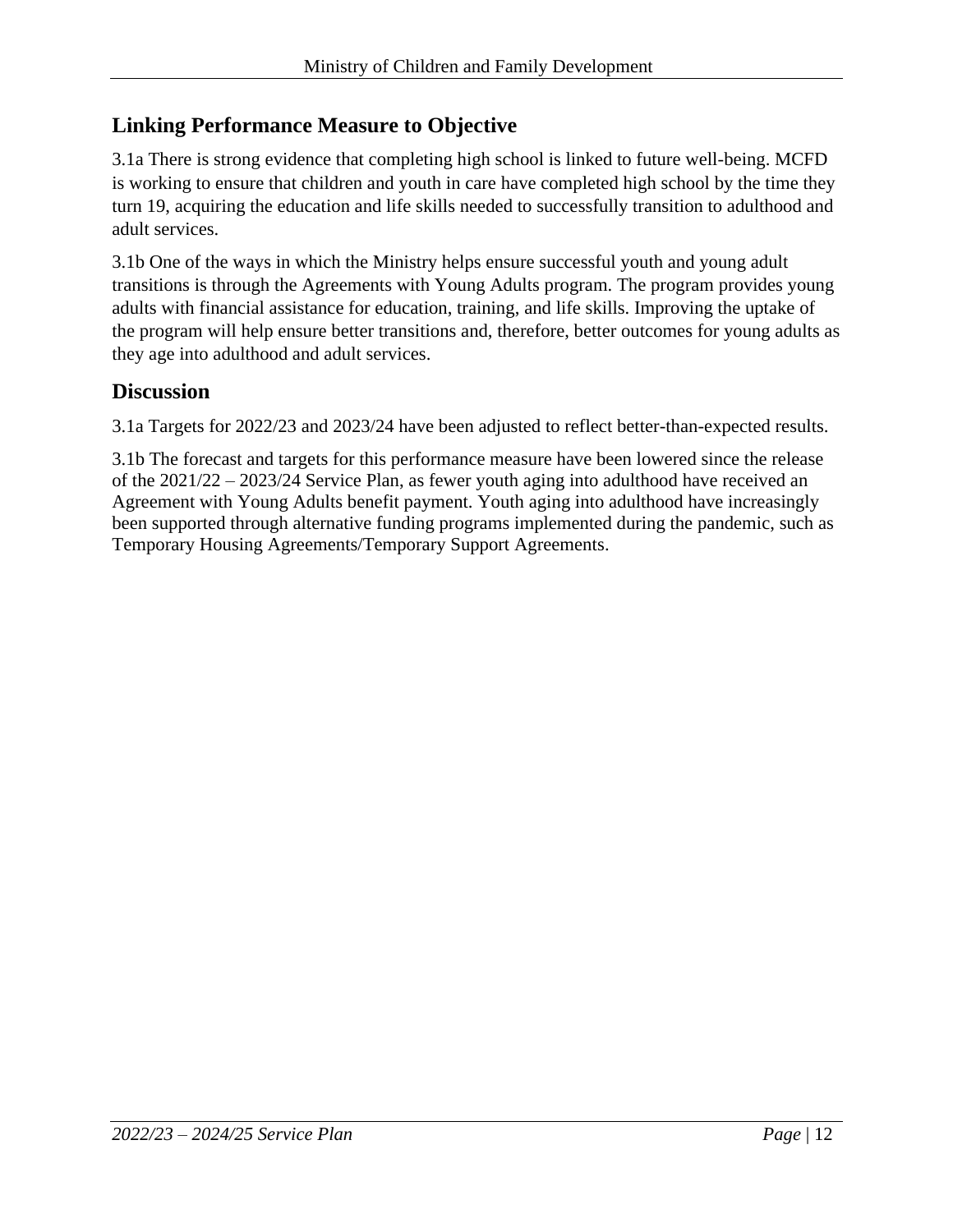## Linking Performance Measure to Objective

3.1a There is strong evidence that completing high school is linked to future well-being. MCFD is working to ensure that children and youth in care have completed high school by the time they turn 19, acquiring the education and life skills needed to successfully transition to adulthood and adult services.

3.1b One of the ways in which the Ministry helps ensure successful youth and young adult transitions is through the Agreements with Young Adults program. The program provides young adults with financial assistance for education, training, and life skills. Improving the uptake of the program will help ensure better transitions and, therefore, better outcomes for young adults as they age into adulthood and adult services.

## Discussion

3.1a Targets for 2022/23 and 2023/24 have been adjusted to reflect better-than-expected results.

3.1b The forecast and targets for this performance measure have been lowered since the release of the 2021/22 – 2023/24 Service Plan, as fewer youth aging into adulthood have received an Agreement with Young Adults benefit payment. Youth aging into adulthood have increasingly been supported through alternative funding programs implemented during the pandemic, such as Temporary Housing Agreements/Temporary Support Agreements.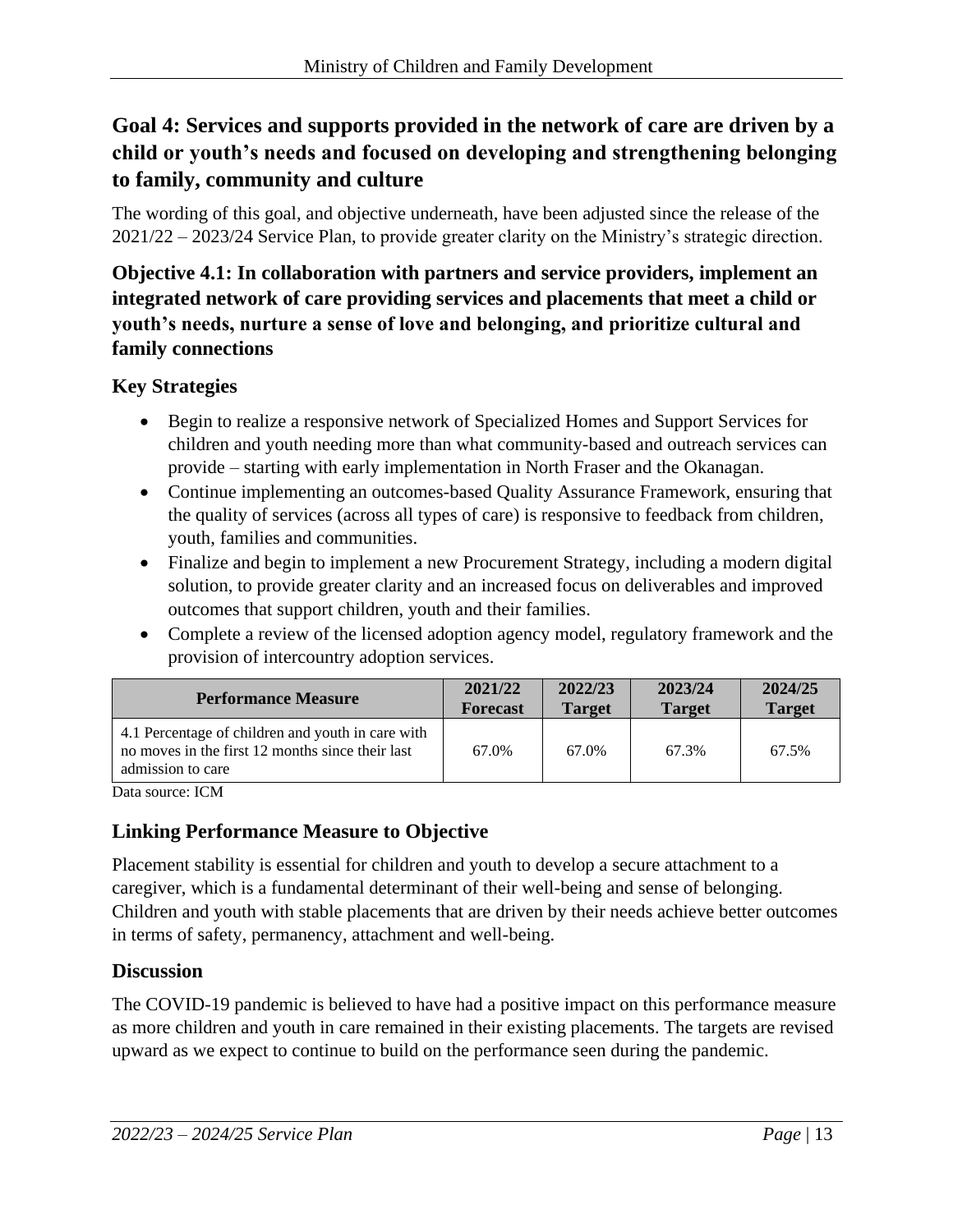## Goal 4: Services and supports provided in the network of care are driven by a child or youth's needs and focused on developing and strengthening belonging to family, community and culture

The wording of this goal, and objective underneath, have been adjusted since the release of the 2021/22 – 2023/24 Service Plan, to provide greater clarity on the Ministry's strategic direction.

### Objective 4.1: In collaboration with partners and service providers, implement an integrated network of care providing services and placements that meet a child or youth's needs, nurture a sense of love and belonging, and prioritize cultural and family connections

#### Key Strategies

- Begin to realize a responsive network of Specialized Homes and Support Services for children and youth needing more than what community-based and outreach services can provide – starting with early implementation in North Fraser and the Okanagan.
- Continue implementing an outcomes-based Quality Assurance Framework, ensuring that the quality of services (across all types of care) is responsive to feedback from children, youth, families and communities.
- Finalize and begin to implement a new Procurement Strategy, including a modern digital solution, to provide greater clarity and an increased focus on deliverables and improved outcomes that support children, youth and their families.
- Complete a review of the licensed adoption agency model, regulatory framework and the provision of intercountry adoption services.

| Performance Measure | 2021/22 Forecast | 2022/23 Target | 2023/24 Target | 2024/25 Target |
|---|---|---|---|---|
| 4.1 Percentage of children and youth in care with no moves in the first 12 months since their last admission to care | 67.0% | 67.0% | 67.3% | 67.5% |

Data source: ICM

#### Linking Performance Measure to Objective

Placement stability is essential for children and youth to develop a secure attachment to a caregiver, which is a fundamental determinant of their well-being and sense of belonging. Children and youth with stable placements that are driven by their needs achieve better outcomes in terms of safety, permanency, attachment and well-being.

#### Discussion

The COVID-19 pandemic is believed to have had a positive impact on this performance measure as more children and youth in care remained in their existing placements. The targets are revised upward as we expect to continue to build on the performance seen during the pandemic.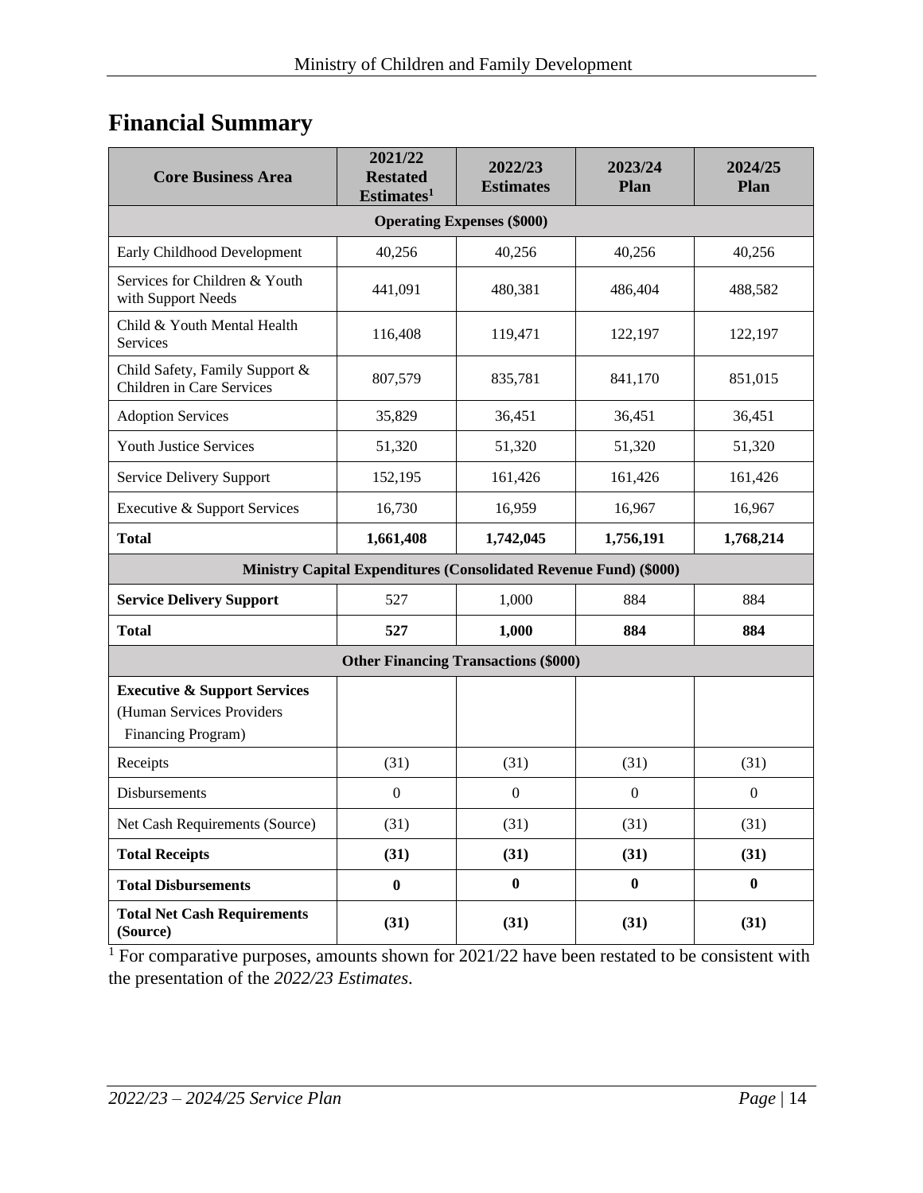## Financial Summary

| Core Business Area | 2021/22 Restated Estimates[1] | 2022/23 Estimates | 2023/24 Plan | 2024/25 Plan |
|---|---|---|---|---|
| **Operating Expenses ($000)** | | | | |
| Early Childhood Development | 40,256 | 40,256 | 40,256 | 40,256 |
| Services for Children & Youth with Support Needs | 441,091 | 480,381 | 486,404 | 488,582 |
| Child & Youth Mental Health Services | 116,408 | 119,471 | 122,197 | 122,197 |
| Child Safety, Family Support & Children in Care Services | 807,579 | 835,781 | 841,170 | 851,015 |
| Adoption Services | 35,829 | 36,451 | 36,451 | 36,451 |
| Youth Justice Services | 51,320 | 51,320 | 51,320 | 51,320 |
| Service Delivery Support | 152,195 | 161,426 | 161,426 | 161,426 |
| Executive & Support Services | 16,730 | 16,959 | 16,967 | 16,967 |
| **Total** | **1,661,408** | **1,742,045** | **1,756,191** | **1,768,214** |
| **Ministry Capital Expenditures (Consolidated Revenue Fund) ($000)** | | | | |
| **Service Delivery Support** | 527 | 1,000 | 884 | 884 |
| **Total** | **527** | **1,000** | **884** | **884** |
| **Other Financing Transactions ($000)** | | | | |
| **Executive & Support Services** (Human Services Providers Financing Program) | | | | |
| Receipts | (31) | (31) | (31) | (31) |
| Disbursements | 0 | 0 | 0 | 0 |
| Net Cash Requirements (Source) | (31) | (31) | (31) | (31) |
| **Total Receipts** | **(31)** | **(31)** | **(31)** | **(31)** |
| **Total Disbursements** | **0** | **0** | **0** | **0** |
| **Total Net Cash Requirements (Source)** | **(31)** | **(31)** | **(31)** | **(31)** |

[1] For comparative purposes, amounts shown for 2021/22 have been restated to be consistent with the presentation of the *2022/23 Estimates*.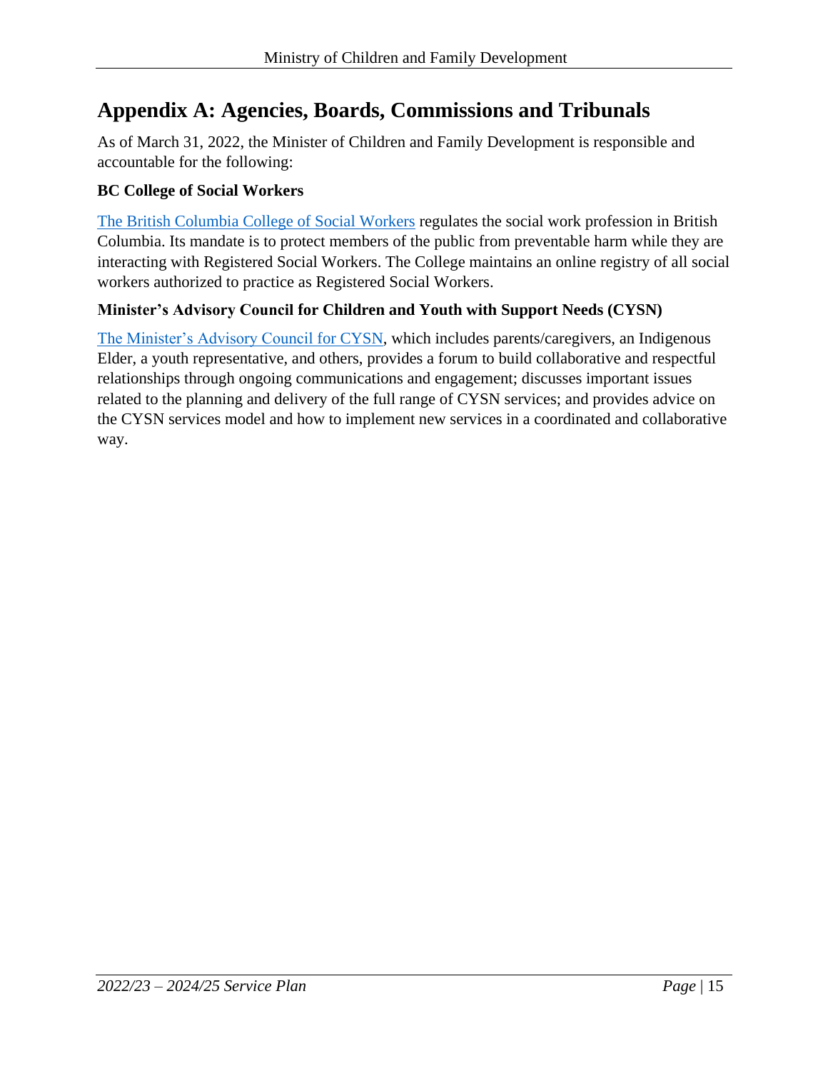# Appendix A: Agencies, Boards, Commissions and Tribunals

As of March 31, 2022, the Minister of Children and Family Development is responsible and accountable for the following:

**BC College of Social Workers**

The British Columbia College of Social Workers regulates the social work profession in British Columbia. Its mandate is to protect members of the public from preventable harm while they are interacting with Registered Social Workers. The College maintains an online registry of all social workers authorized to practice as Registered Social Workers.

**Minister's Advisory Council for Children and Youth with Support Needs (CYSN)**

The Minister's Advisory Council for CYSN, which includes parents/caregivers, an Indigenous Elder, a youth representative, and others, provides a forum to build collaborative and respectful relationships through ongoing communications and engagement; discusses important issues related to the planning and delivery of the full range of CYSN services; and provides advice on the CYSN services model and how to implement new services in a coordinated and collaborative way.